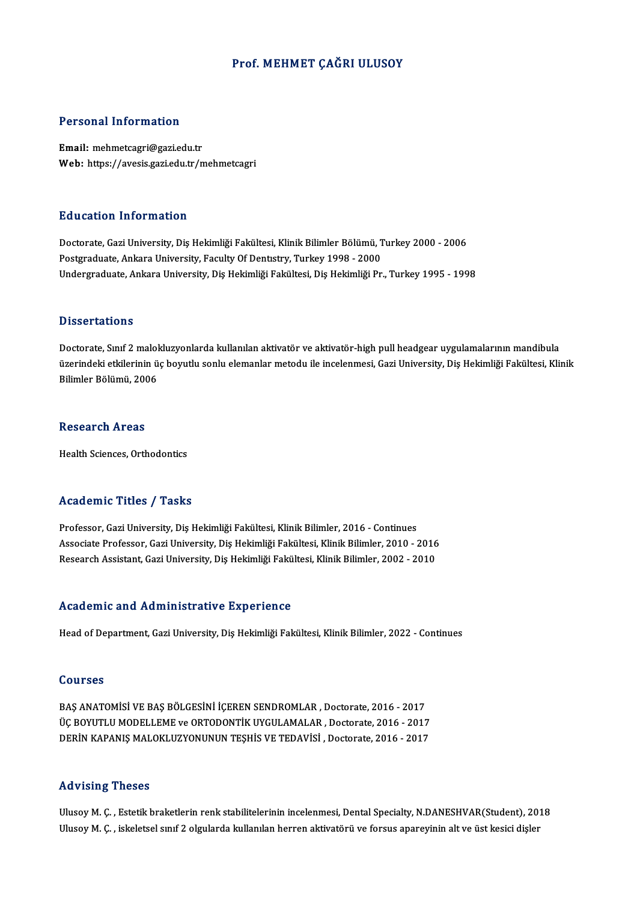# Prof. MEHMET ÇAĞRI ULUSOY

## Personal Information

**Email:** mehmetcagri@gazi.edu.tr
**Web:** https://avesis.gazi.edu.tr/mehmetcagri

## Education Information

Doctorate, Gazi University, Diş Hekimliği Fakültesi, Klinik Bilimler Bölümü, Turkey 2000 - 2006
Postgraduate, Ankara University, Faculty Of Dentıstry, Turkey 1998 - 2000
Undergraduate, Ankara University, Diş Hekimliği Fakültesi, Diş Hekimliği Pr., Turkey 1995 - 1998

## Dissertations

Doctorate, Sınıf 2 malokluzyonlarda kullanılan aktivatör ve aktivatör-high pull headgear uygulamalarının mandibula üzerindeki etkilerinin üç boyutlu sonlu elemanlar metodu ile incelenmesi, Gazi University, Diş Hekimliği Fakültesi, Klinik Bilimler Bölümü, 2006

## Research Areas

Health Sciences, Orthodontics

## Academic Titles / Tasks

Professor, Gazi University, Diş Hekimliği Fakültesi, Klinik Bilimler, 2016 - Continues
Associate Professor, Gazi University, Diş Hekimliği Fakültesi, Klinik Bilimler, 2010 - 2016
Research Assistant, Gazi University, Diş Hekimliği Fakültesi, Klinik Bilimler, 2002 - 2010

## Academic and Administrative Experience

Head of Department, Gazi University, Diş Hekimliği Fakültesi, Klinik Bilimler, 2022 - Continues

## Courses

BAŞ ANATOMİSİ VE BAŞ BÖLGESİNİ İÇEREN SENDROMLAR , Doctorate, 2016 - 2017
ÜÇ BOYUTLU MODELLEME ve ORTODONTİK UYGULAMALAR , Doctorate, 2016 - 2017
DERİN KAPANIŞ MALOKLUZYONUNUN TEŞHİS VE TEDAVİSİ , Doctorate, 2016 - 2017

## Advising Theses

Ulusoy M. Ç. , Estetik braketlerin renk stabilitelerinin incelenmesi, Dental Specialty, N.DANESHVAR(Student), 2018
Ulusoy M. Ç. , iskeletsel sınıf 2 olgularda kullanılan herren aktivatörü ve forsus apareyinin alt ve üst kesici dişler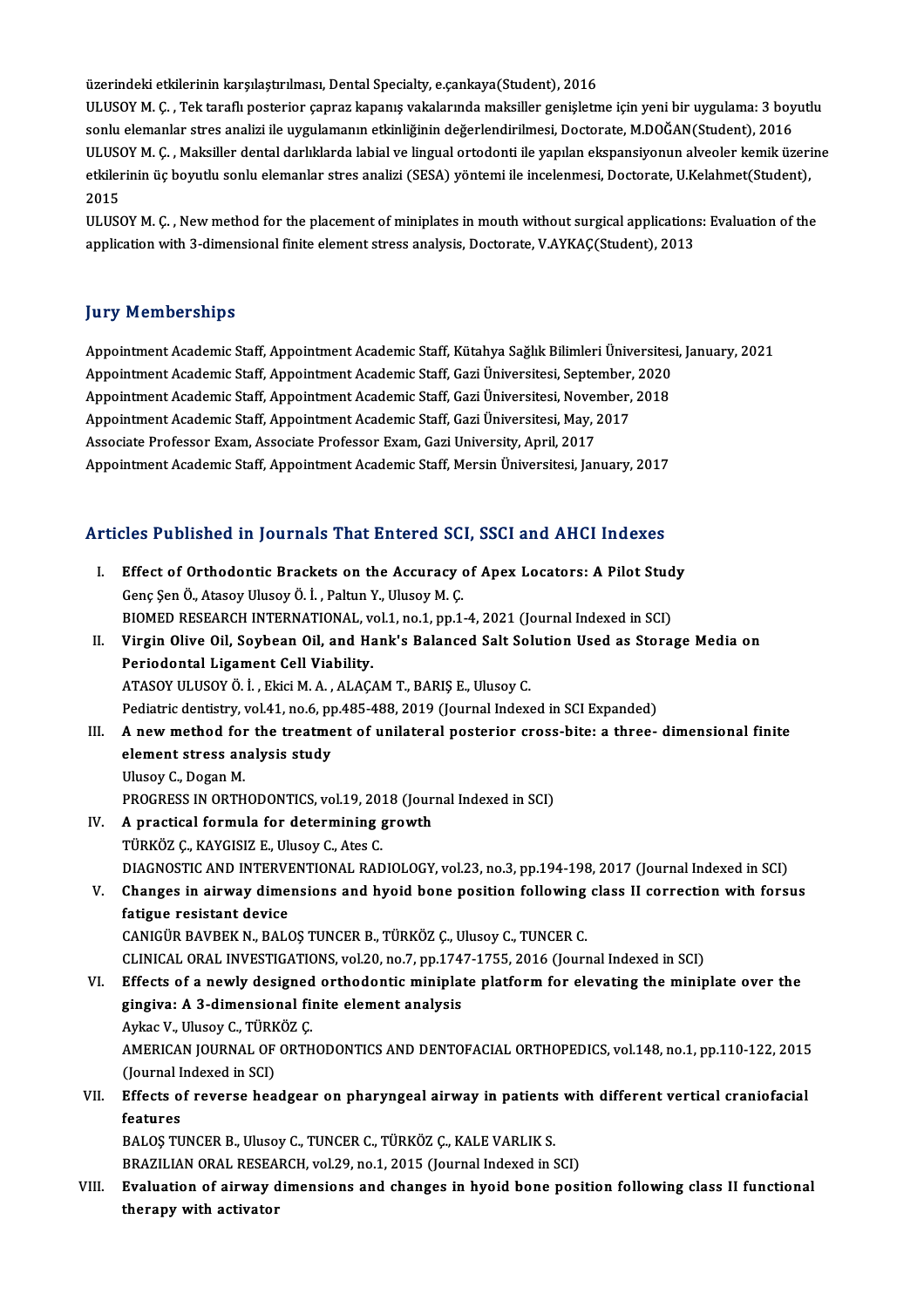üzerindeki etkilerinin karşılaştırılması, Dental Specialty, e.çankaya(Student), 2016

ULUSOY M. Ç. , Tek taraflı posterior çapraz kapanış vakalarında maksiller genişletme için yeni bir uygulama: 3 boyutlu sonlu elemanlar stres analizi ile uygulamanın etkinliğinin değerlendirilmesi, Doctorate, M.DOĞAN(Student), 2016

ULUSOY M. Ç. , Maksiller dental darlıklarda labial ve lingual ortodonti ile yapılan ekspansiyonun alveoler kemik üzerine etkilerinin üç boyutlu sonlu elemanlar stres analizi (SESA) yöntemi ile incelenmesi, Doctorate, U.Kelahmet(Student), 2015

ULUSOY M. Ç. , New method for the placement of miniplates in mouth without surgical applications: Evaluation of the application with 3-dimensional finite element stress analysis, Doctorate, V.AYKAÇ(Student), 2013

## Jury Memberships

Appointment Academic Staff, Appointment Academic Staff, Kütahya Sağlık Bilimleri Üniversitesi, January, 2021

Appointment Academic Staff, Appointment Academic Staff, Gazi Üniversitesi, September, 2020

Appointment Academic Staff, Appointment Academic Staff, Gazi Üniversitesi, November, 2018

Appointment Academic Staff, Appointment Academic Staff, Gazi Üniversitesi, May, 2017

Associate Professor Exam, Associate Professor Exam, Gazi University, April, 2017

Appointment Academic Staff, Appointment Academic Staff, Mersin Üniversitesi, January, 2017

## Articles Published in Journals That Entered SCI, SSCI and AHCI Indexes

I. **Effect of Orthodontic Brackets on the Accuracy of Apex Locators: A Pilot Study**
Genç Şen Ö., Atasoy Ulusoy Ö. İ. , Paltun Y., Ulusoy M. Ç.
BIOMED RESEARCH INTERNATIONAL, vol.1, no.1, pp.1-4, 2021 (Journal Indexed in SCI)

II. **Virgin Olive Oil, Soybean Oil, and Hank's Balanced Salt Solution Used as Storage Media on Periodontal Ligament Cell Viability.**
ATASOY ULUSOY Ö. İ. , Ekici M. A. , ALAÇAM T., BARIŞ E., Ulusoy C.
Pediatric dentistry, vol.41, no.6, pp.485-488, 2019 (Journal Indexed in SCI Expanded)

III. **A new method for the treatment of unilateral posterior cross-bite: a three- dimensional finite element stress analysis study**
Ulusoy C., Dogan M.
PROGRESS IN ORTHODONTICS, vol.19, 2018 (Journal Indexed in SCI)

IV. **A practical formula for determining growth**
TÜRKÖZ Ç., KAYGISIZ E., Ulusoy C., Ates C.
DIAGNOSTIC AND INTERVENTIONAL RADIOLOGY, vol.23, no.3, pp.194-198, 2017 (Journal Indexed in SCI)

V. **Changes in airway dimensions and hyoid bone position following class II correction with forsus fatigue resistant device**
CANIGÜR BAVBEK N., BALOŞ TUNCER B., TÜRKÖZ Ç., Ulusoy C., TUNCER C.
CLINICAL ORAL INVESTIGATIONS, vol.20, no.7, pp.1747-1755, 2016 (Journal Indexed in SCI)

VI. **Effects of a newly designed orthodontic miniplate platform for elevating the miniplate over the gingiva: A 3-dimensional finite element analysis**
Aykac V., Ulusoy C., TÜRKÖZ Ç.
AMERICAN JOURNAL OF ORTHODONTICS AND DENTOFACIAL ORTHOPEDICS, vol.148, no.1, pp.110-122, 2015 (Journal Indexed in SCI)

VII. **Effects of reverse headgear on pharyngeal airway in patients with different vertical craniofacial features**
BALOŞ TUNCER B., Ulusoy C., TUNCER C., TÜRKÖZ Ç., KALE VARLIK S.
BRAZILIAN ORAL RESEARCH, vol.29, no.1, 2015 (Journal Indexed in SCI)

VIII. **Evaluation of airway dimensions and changes in hyoid bone position following class II functional therapy with activator**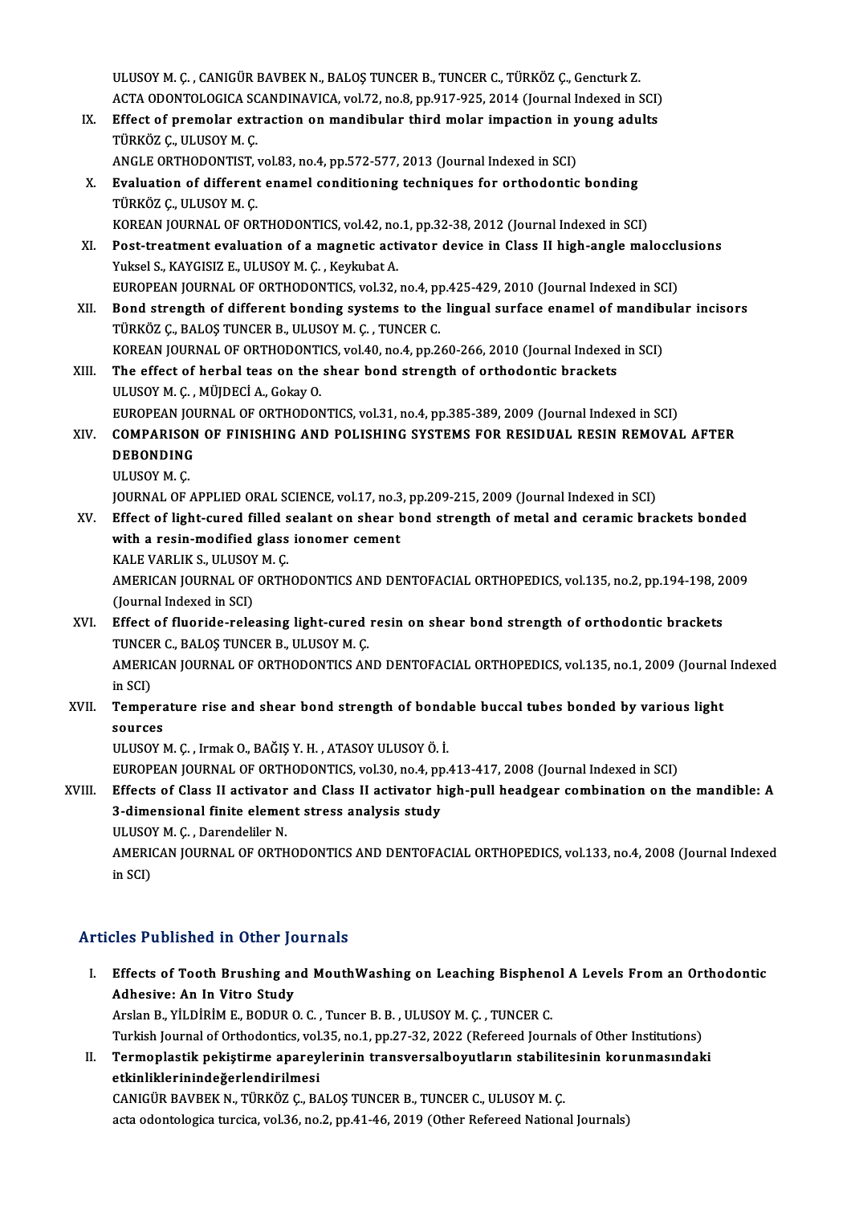ULUSOY M. Ç. , CANIGÜR BAVBEK N., BALOŞ TUNCER B., TUNCER C., TÜRKÖZ Ç., Gencturk Z.
ACTA ODONTOLOGICA SCANDINAVICA, vol.72, no.8, pp.917-925, 2014 (Journal Indexed in SCI)

IX. **Effect of premolar extraction on mandibular third molar impaction in young adults**
TÜRKÖZ Ç., ULUSOY M. Ç.
ANGLE ORTHODONTIST, vol.83, no.4, pp.572-577, 2013 (Journal Indexed in SCI)

X. **Evaluation of different enamel conditioning techniques for orthodontic bonding**
TÜRKÖZ Ç., ULUSOY M. Ç.
KOREAN JOURNAL OF ORTHODONTICS, vol.42, no.1, pp.32-38, 2012 (Journal Indexed in SCI)

XI. **Post-treatment evaluation of a magnetic activator device in Class II high-angle malocclusions**
Yuksel S., KAYGISIZ E., ULUSOY M. Ç. , Keykubat A.
EUROPEAN JOURNAL OF ORTHODONTICS, vol.32, no.4, pp.425-429, 2010 (Journal Indexed in SCI)

XII. **Bond strength of different bonding systems to the lingual surface enamel of mandibular incisors**
TÜRKÖZ Ç., BALOŞ TUNCER B., ULUSOY M. Ç. , TUNCER C.
KOREAN JOURNAL OF ORTHODONTICS, vol.40, no.4, pp.260-266, 2010 (Journal Indexed in SCI)

XIII. **The effect of herbal teas on the shear bond strength of orthodontic brackets**
ULUSOY M. Ç. , MÜJDECİ A., Gokay O.
EUROPEAN JOURNAL OF ORTHODONTICS, vol.31, no.4, pp.385-389, 2009 (Journal Indexed in SCI)

XIV. **COMPARISON OF FINISHING AND POLISHING SYSTEMS FOR RESIDUAL RESIN REMOVAL AFTER DEBONDING**
ULUSOY M. Ç.
JOURNAL OF APPLIED ORAL SCIENCE, vol.17, no.3, pp.209-215, 2009 (Journal Indexed in SCI)

XV. **Effect of light-cured filled sealant on shear bond strength of metal and ceramic brackets bonded with a resin-modified glass ionomer cement**
KALE VARLIK S., ULUSOY M. Ç.
AMERICAN JOURNAL OF ORTHODONTICS AND DENTOFACIAL ORTHOPEDICS, vol.135, no.2, pp.194-198, 2009 (Journal Indexed in SCI)

XVI. **Effect of fluoride-releasing light-cured resin on shear bond strength of orthodontic brackets**
TUNCER C., BALOŞ TUNCER B., ULUSOY M. Ç.
AMERICAN JOURNAL OF ORTHODONTICS AND DENTOFACIAL ORTHOPEDICS, vol.135, no.1, 2009 (Journal Indexed in SCI)

XVII. **Temperature rise and shear bond strength of bondable buccal tubes bonded by various light sources**
ULUSOY M. Ç. , Irmak O., BAĞIŞ Y. H. , ATASOY ULUSOY Ö. İ.
EUROPEAN JOURNAL OF ORTHODONTICS, vol.30, no.4, pp.413-417, 2008 (Journal Indexed in SCI)

XVIII. **Effects of Class II activator and Class II activator high-pull headgear combination on the mandible: A 3-dimensional finite element stress analysis study**
ULUSOY M. Ç. , Darendeliler N.
AMERICAN JOURNAL OF ORTHODONTICS AND DENTOFACIAL ORTHOPEDICS, vol.133, no.4, 2008 (Journal Indexed in SCI)

## Articles Published in Other Journals

I. **Effects of Tooth Brushing and MouthWashing on Leaching Bisphenol A Levels From an Orthodontic Adhesive: An In Vitro Study**
Arslan B., YİLDİRİM E., BODUR O. C. , Tuncer B. B. , ULUSOY M. Ç. , TUNCER C.
Turkish Journal of Orthodontics, vol.35, no.1, pp.27-32, 2022 (Refereed Journals of Other Institutions)

II. **Termoplastik pekiştirme apareylerinin transversalboyutların stabilitesinin korunmasındaki etkinliklerinindeğerlendirilmesi**
CANIGÜR BAVBEK N., TÜRKÖZ Ç., BALOŞ TUNCER B., TUNCER C., ULUSOY M. Ç.
acta odontologica turcica, vol.36, no.2, pp.41-46, 2019 (Other Refereed National Journals)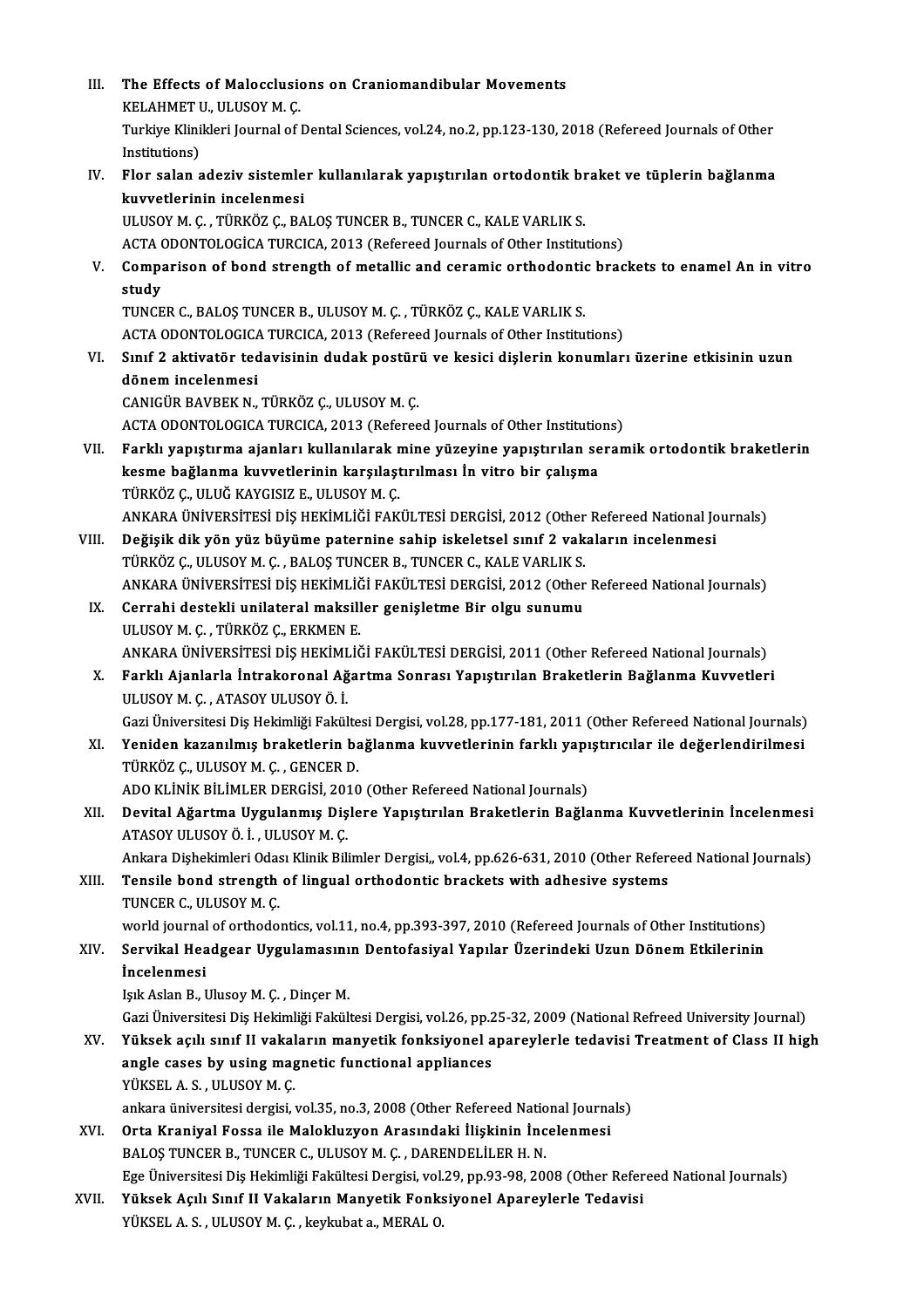III. **The Effects of Malocclusions on Craniomandibular Movements**
KELAHMET U., ULUSOY M. Ç.
Turkiye Klinikleri Journal of Dental Sciences, vol.24, no.2, pp.123-130, 2018 (Refereed Journals of Other Institutions)

IV. **Flor salan adeziv sistemler kullanılarak yapıştırılan ortodontik braket ve tüplerin bağlanma kuvvetlerinin incelenmesi**
ULUSOY M. Ç. , TÜRKÖZ Ç., BALOŞ TUNCER B., TUNCER C., KALE VARLIK S.
ACTA ODONTOLOGİCA TURCICA, 2013 (Refereed Journals of Other Institutions)

V. **Comparison of bond strength of metallic and ceramic orthodontic brackets to enamel An in vitro study**
TUNCER C., BALOŞ TUNCER B., ULUSOY M. Ç. , TÜRKÖZ Ç., KALE VARLIK S.
ACTA ODONTOLOGICA TURCICA, 2013 (Refereed Journals of Other Institutions)

VI. **Sınıf 2 aktivatör tedavisinin dudak postürü ve kesici dişlerin konumları üzerine etkisinin uzun dönem incelenmesi**
CANIGÜR BAVBEK N., TÜRKÖZ Ç., ULUSOY M. Ç.
ACTA ODONTOLOGICA TURCICA, 2013 (Refereed Journals of Other Institutions)

VII. **Farklı yapıştırma ajanları kullanılarak mine yüzeyine yapıştırılan seramik ortodontik braketlerin kesme bağlanma kuvvetlerinin karşılaştırılması İn vitro bir çalışma**
TÜRKÖZ Ç., ULUĞ KAYGISIZ E., ULUSOY M. Ç.
ANKARA ÜNİVERSİTESİ DİŞ HEKİMLİĞİ FAKÜLTESİ DERGİSİ, 2012 (Other Refereed National Journals)

VIII. **Değişik dik yön yüz büyüme paternine sahip iskeletsel sınıf 2 vakaların incelenmesi**
TÜRKÖZ Ç., ULUSOY M. Ç. , BALOŞ TUNCER B., TUNCER C., KALE VARLIK S.
ANKARA ÜNİVERSİTESİ DİŞ HEKİMLİĞİ FAKÜLTESİ DERGİSİ, 2012 (Other Refereed National Journals)

IX. **Cerrahi destekli unilateral maksiller genişletme Bir olgu sunumu**
ULUSOY M. Ç. , TÜRKÖZ Ç., ERKMEN E.
ANKARA ÜNİVERSİTESİ DİŞ HEKİMLİĞİ FAKÜLTESİ DERGİSİ, 2011 (Other Refereed National Journals)

X. **Farklı Ajanlarla İntrakoronal Ağartma Sonrası Yapıştırılan Braketlerin Bağlanma Kuvvetleri**
ULUSOY M. Ç. , ATASOY ULUSOY Ö. İ.
Gazi Üniversitesi Diş Hekimliği Fakültesi Dergisi, vol.28, pp.177-181, 2011 (Other Refereed National Journals)

XI. **Yeniden kazanılmış braketlerin bağlanma kuvvetlerinin farklı yapıştırıcılar ile değerlendirilmesi**
TÜRKÖZ Ç., ULUSOY M. Ç. , GENCER D.
ADO KLİNİK BİLİMLER DERGİSİ, 2010 (Other Refereed National Journals)

XII. **Devital Ağartma Uygulanmış Dişlere Yapıştırılan Braketlerin Bağlanma Kuvvetlerinin İncelenmesi**
ATASOY ULUSOY Ö. İ. , ULUSOY M. Ç.
Ankara Dişhekimleri Odası Klinik Bilimler Dergisi,, vol.4, pp.626-631, 2010 (Other Refereed National Journals)

XIII. **Tensile bond strength of lingual orthodontic brackets with adhesive systems**
TUNCER C., ULUSOY M. Ç.
world journal of orthodontics, vol.11, no.4, pp.393-397, 2010 (Refereed Journals of Other Institutions)

XIV. **Servikal Headgear Uygulamasının Dentofasiyal Yapılar Üzerindeki Uzun Dönem Etkilerinin İncelenmesi**
Işık Aslan B., Ulusoy M. Ç. , Dinçer M.
Gazi Üniversitesi Diş Hekimliği Fakültesi Dergisi, vol.26, pp.25-32, 2009 (National Refreed University Journal)

XV. **Yüksek açılı sınıf II vakaların manyetik fonksiyonel apareylerle tedavisi Treatment of Class II high angle cases by using magnetic functional appliances**
YÜKSEL A. S. , ULUSOY M. Ç.
ankara üniversitesi dergisi, vol.35, no.3, 2008 (Other Refereed National Journals)

XVI. **Orta Kraniyal Fossa ile Malokluzyon Arasındaki İlişkinin İncelenmesi**
BALOŞ TUNCER B., TUNCER C., ULUSOY M. Ç. , DARENDELİLER H. N.
Ege Üniversitesi Diş Hekimliği Fakültesi Dergisi, vol.29, pp.93-98, 2008 (Other Refereed National Journals)

XVII. **Yüksek Açılı Sınıf II Vakaların Manyetik Fonksiyonel Apareylerle Tedavisi**
YÜKSEL A. S. , ULUSOY M. Ç. , keykubat a., MERAL O.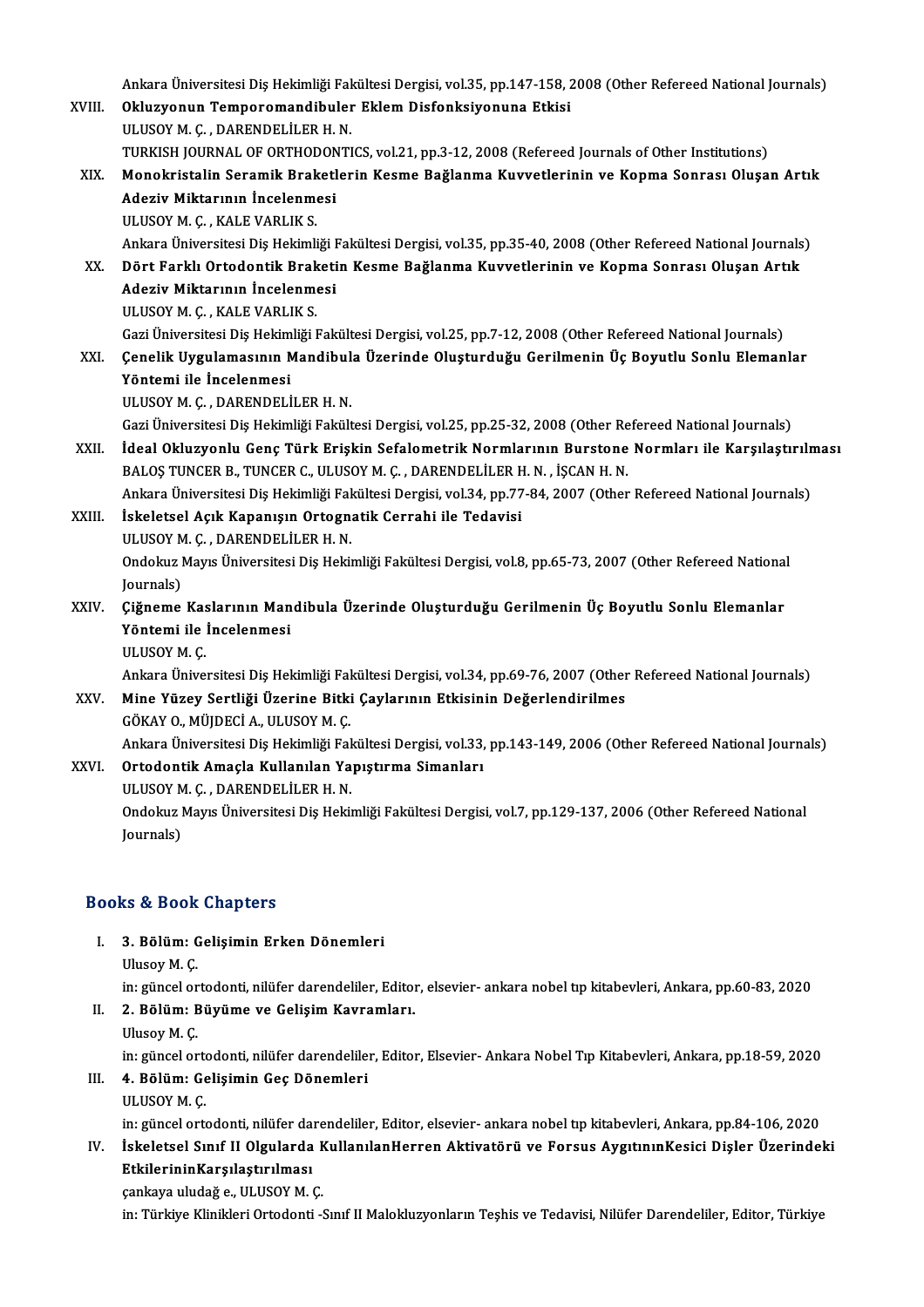Ankara Üniversitesi Diş Hekimliği Fakültesi Dergisi, vol.35, pp.147-158, 2008 (Other Refereed National Journals)

XVIII. **Okluzyonun Temporomandibuler Eklem Disfonksiyonuna Etkisi**
ULUSOY M. Ç. , DARENDELİLER H. N.
TURKISH JOURNAL OF ORTHODONTICS, vol.21, pp.3-12, 2008 (Refereed Journals of Other Institutions)

XIX. **Monokristalin Seramik Braketlerin Kesme Bağlanma Kuvvetlerinin ve Kopma Sonrası Oluşan Artık Adeziv Miktarının İncelenmesi**
ULUSOY M. Ç. , KALE VARLIK S.
Ankara Üniversitesi Diş Hekimliği Fakültesi Dergisi, vol.35, pp.35-40, 2008 (Other Refereed National Journals)

XX. **Dört Farklı Ortodontik Braketin Kesme Bağlanma Kuvvetlerinin ve Kopma Sonrası Oluşan Artık Adeziv Miktarının İncelenmesi**
ULUSOY M. Ç. , KALE VARLIK S.
Gazi Üniversitesi Diş Hekimliği Fakültesi Dergisi, vol.25, pp.7-12, 2008 (Other Refereed National Journals)

XXI. **Çenelik Uygulamasının Mandibula Üzerinde Oluşturduğu Gerilmenin Üç Boyutlu Sonlu Elemanlar Yöntemi ile İncelenmesi**
ULUSOY M. Ç. , DARENDELİLER H. N.
Gazi Üniversitesi Diş Hekimliği Fakültesi Dergisi, vol.25, pp.25-32, 2008 (Other Refereed National Journals)

XXII. **İdeal Okluzyonlu Genç Türk Erişkin Sefalometrik Normlarının Burstone Normları ile Karşılaştırılması**
BALOŞ TUNCER B., TUNCER C., ULUSOY M. Ç. , DARENDELİLER H. N. , İŞCAN H. N.
Ankara Üniversitesi Diş Hekimliği Fakültesi Dergisi, vol.34, pp.77-84, 2007 (Other Refereed National Journals)

XXIII. **İskeletsel Açık Kapanışın Ortognatik Cerrahi ile Tedavisi**
ULUSOY M. Ç. , DARENDELİLER H. N.
Ondokuz Mayıs Üniversitesi Diş Hekimliği Fakültesi Dergisi, vol.8, pp.65-73, 2007 (Other Refereed National Journals)

XXIV. **Çiğneme Kaslarının Mandibula Üzerinde Oluşturduğu Gerilmenin Üç Boyutlu Sonlu Elemanlar Yöntemi ile İncelenmesi**
ULUSOY M. Ç.
Ankara Üniversitesi Diş Hekimliği Fakültesi Dergisi, vol.34, pp.69-76, 2007 (Other Refereed National Journals)

XXV. **Mine Yüzey Sertliği Üzerine Bitki Çaylarının Etkisinin Değerlendirilmes**
GÖKAY O., MÜJDECİ A., ULUSOY M. Ç.
Ankara Üniversitesi Diş Hekimliği Fakültesi Dergisi, vol.33, pp.143-149, 2006 (Other Refereed National Journals)

XXVI. **Ortodontik Amaçla Kullanılan Yapıştırma Simanları**
ULUSOY M. Ç. , DARENDELİLER H. N.
Ondokuz Mayıs Üniversitesi Diş Hekimliği Fakültesi Dergisi, vol.7, pp.129-137, 2006 (Other Refereed National Journals)

## Books & Book Chapters

I. **3. Bölüm: Gelişimin Erken Dönemleri**
Ulusoy M. Ç.
in: güncel ortodonti, nilüfer darendeliler, Editor, elsevier- ankara nobel tıp kitabevleri, Ankara, pp.60-83, 2020

II. **2. Bölüm: Büyüme ve Gelişim Kavramları.**
Ulusoy M. Ç.
in: güncel ortodonti, nilüfer darendeliler, Editor, Elsevier- Ankara Nobel Tıp Kitabevleri, Ankara, pp.18-59, 2020

III. **4. Bölüm: Gelişimin Geç Dönemleri**
ULUSOY M. Ç.
in: güncel ortodonti, nilüfer darendeliler, Editor, elsevier- ankara nobel tıp kitabevleri, Ankara, pp.84-106, 2020

IV. **İskeletsel Sınıf II Olgularda KullanılanHerren Aktivatörü ve Forsus AygıtınınKesici Dişler Üzerindeki EtkilerininKarşılaştırılması**
çankaya uludağ e., ULUSOY M. Ç.
in: Türkiye Klinikleri Ortodonti -Sınıf II Malokluzyonların Teşhis ve Tedavisi, Nilüfer Darendeliler, Editor, Türkiye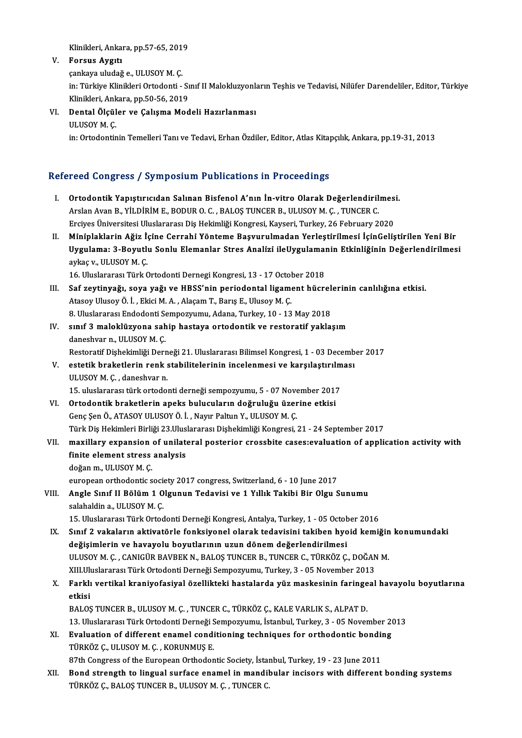Klinikleri, Ankara, pp.57-65, 2019

V. **Forsus Aygıtı**
   çankaya uludağ e., ULUSOY M. Ç.
   in: Türkiye Klinikleri Ortodonti - Sınıf II Malokluzyonların Teşhis ve Tedavisi, Nilüfer Darendeliler, Editor, Türkiye Klinikleri, Ankara, pp.50-56, 2019

VI. **Dental Ölçüler ve Çalışma Modeli Hazırlanması**
   ULUSOY M. Ç.
   in: Ortodontinin Temelleri Tanı ve Tedavi, Erhan Özdiler, Editor, Atlas Kitapçılık, Ankara, pp.19-31, 2013

## Refereed Congress / Symposium Publications in Proceedings

I. **Ortodontik Yapıştırıcıdan Salınan Bisfenol A'nın İn-vitro Olarak Değerlendirilmesi.**
   Arslan Avan B., YİLDİRİM E., BODUR O. C. , BALOŞ TUNCER B., ULUSOY M. Ç. , TUNCER C.
   Erciyes Üniversitesi Uluslararası Diş Hekimliği Kongresi, Kayseri, Turkey, 26 February 2020

II. **Miniplaklarin Ağiz İçine Cerrahi Yönteme Başvurulmadan Yerleştirilmesi İçinGeliştirilen Yeni Bir Uygulama: 3-Boyutlu Sonlu Elemanlar Stres Analizi ileUygulamanin Etkinliğinin Değerlendirilmesi**
   aykaç v., ULUSOY M. Ç.
   16. Uluslararası Türk Ortodonti Dernegi Kongresi, 13 - 17 October 2018

III. **Saf zeytinyağı, soya yağı ve HBSS'nin periodontal ligament hücrelerinin canlılığına etkisi.**
   Atasoy Ulusoy Ö. İ. , Ekici M. A. , Alaçam T., Barış E., Ulusoy M. Ç.
   8. Uluslararası Endodonti Sempozyumu, Adana, Turkey, 10 - 13 May 2018

IV. **sınıf 3 maloklüzyona sahip hastaya ortodontik ve restoratif yaklaşım**
   daneshvar n., ULUSOY M. Ç.
   Restoratif Dişhekimliği Derneği 21. Uluslararası Bilimsel Kongresi, 1 - 03 December 2017

V. **estetik braketlerin renk stabilitelerinin incelenmesi ve karşılaştırılması**
   ULUSOY M. Ç. , daneshvar n.
   15. uluslararası türk ortodonti derneği sempozyumu, 5 - 07 November 2017

VI. **Ortodontik braketlerin apeks bulucuların doğruluğu üzerine etkisi**
   Genç Şen Ö., ATASOY ULUSOY Ö. İ. , Nayır Paltun Y., ULUSOY M. Ç.
   Türk Diş Hekimleri Birliği 23.Uluslararası Dişhekimliği Kongresi, 21 - 24 September 2017

VII. **maxillary expansion of unilateral posterior crossbite cases:evaluation of application activity with finite element stress analysis**
   doğan m., ULUSOY M. Ç.
   european orthodontic society 2017 congress, Switzerland, 6 - 10 June 2017

VIII. **Angle Sınıf II Bölüm 1 Olgunun Tedavisi ve 1 Yıllık Takibi Bir Olgu Sunumu**
   salahaldin a., ULUSOY M. Ç.
   15. Uluslararası Türk Ortodonti Derneği Kongresi, Antalya, Turkey, 1 - 05 October 2016

IX. **Sınıf 2 vakaların aktivatörle fonksiyonel olarak tedavisini takiben hyoid kemiğin konumundaki değişimlerin ve havayolu boyutlarının uzun dönem değerlendirilmesi**
   ULUSOY M. Ç. , CANIGÜR BAVBEK N., BALOŞ TUNCER B., TUNCER C., TÜRKÖZ Ç., DOĞAN M.
   XIII.Uluslararası Türk Ortodonti Derneği Sempozyumu, Turkey, 3 - 05 November 2013

X. **Farklı vertikal kraniyofasiyal özellikteki hastalarda yüz maskesinin faringeal havayolu boyutlarına etkisi**
   BALOŞ TUNCER B., ULUSOY M. Ç. , TUNCER C., TÜRKÖZ Ç., KALE VARLIK S., ALPAT D.
   13. Uluslararası Türk Ortodonti Derneği Sempozyumu, İstanbul, Turkey, 3 - 05 November 2013

XI. **Evaluation of different enamel conditioning techniques for orthodontic bonding**
   TÜRKÖZ Ç., ULUSOY M. Ç. , KORUNMUŞ E.
   87th Congress of the European Orthodontic Society, İstanbul, Turkey, 19 - 23 June 2011

XII. **Bond strength to lingual surface enamel in mandibular incisors with different bonding systems**
   TÜRKÖZ Ç., BALOŞ TUNCER B., ULUSOY M. Ç. , TUNCER C.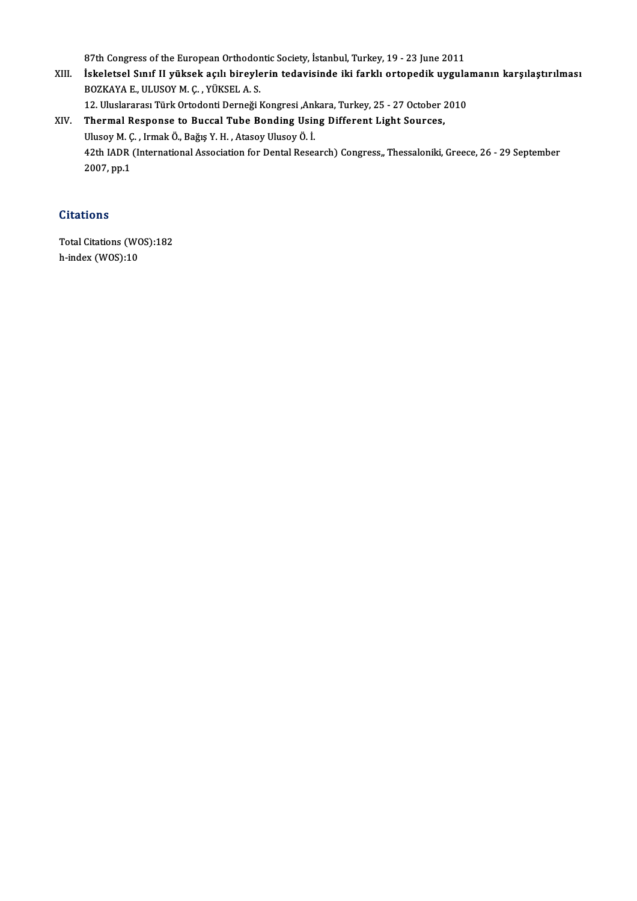87th Congress of the European Orthodontic Society, İstanbul, Turkey, 19 - 23 June 2011

XIII. **İskeletsel Sınıf II yüksek açılı bireylerin tedavisinde iki farklı ortopedik uygulamanın karşılaştırılması**
BOZKAYA E., ULUSOY M. Ç. , YÜKSEL A. S.
12. Uluslararası Türk Ortodonti Derneği Kongresi ,Ankara, Turkey, 25 - 27 October 2010

XIV. **Thermal Response to Buccal Tube Bonding Using Different Light Sources,**
Ulusoy M. Ç. , Irmak Ö., Bağış Y. H. , Atasoy Ulusoy Ö. İ.
42th IADR (International Association for Dental Research) Congress,, Thessaloniki, Greece, 26 - 29 September 2007, pp.1

## Citations

Total Citations (WOS):182
h-index (WOS):10